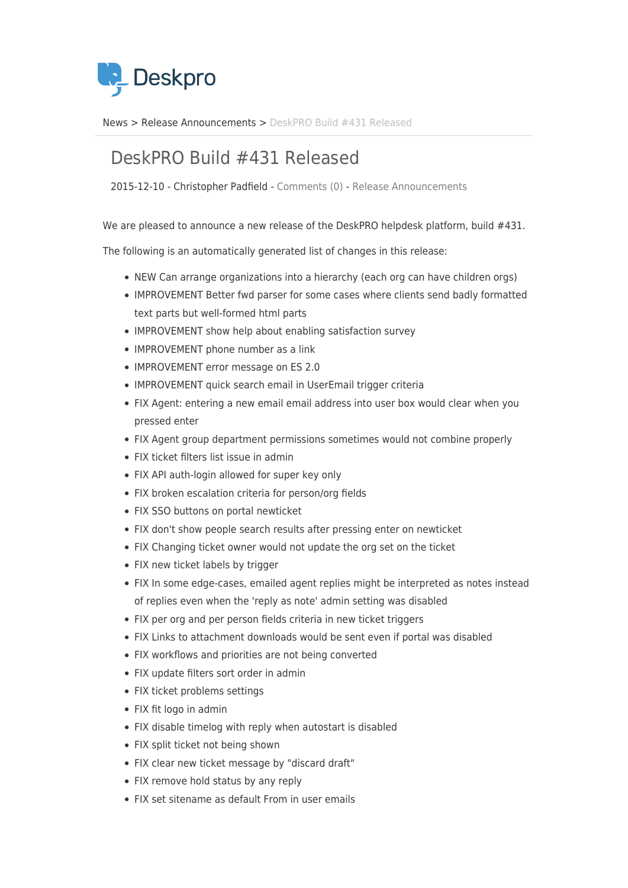Deskpro

News > Release Announcements > DeskPRO Build #431 Released

# DeskPRO Build #431 Released

2015-12-10 - Christopher Padfield - Comments (0) - Release Announcements

We are pleased to announce a new release of the DeskPRO helpdesk platform, build #431.

The following is an automatically generated list of changes in this release:

- NEW Can arrange organizations into a hierarchy (each org can have children orgs)
- IMPROVEMENT Better fwd parser for some cases where clients send badly formatted text parts but well-formed html parts
- IMPROVEMENT show help about enabling satisfaction survey
- IMPROVEMENT phone number as a link
- IMPROVEMENT error message on ES 2.0
- IMPROVEMENT quick search email in UserEmail trigger criteria
- FIX Agent: entering a new email email address into user box would clear when you pressed enter
- FIX Agent group department permissions sometimes would not combine properly
- FIX ticket filters list issue in admin
- FIX API auth-login allowed for super key only
- FIX broken escalation criteria for person/org fields
- FIX SSO buttons on portal newticket
- FIX don't show people search results after pressing enter on newticket
- FIX Changing ticket owner would not update the org set on the ticket
- FIX new ticket labels by trigger
- FIX In some edge-cases, emailed agent replies might be interpreted as notes instead of replies even when the 'reply as note' admin setting was disabled
- FIX per org and per person fields criteria in new ticket triggers
- FIX Links to attachment downloads would be sent even if portal was disabled
- FIX workflows and priorities are not being converted
- FIX update filters sort order in admin
- FIX ticket problems settings
- FIX fit logo in admin
- FIX disable timelog with reply when autostart is disabled
- FIX split ticket not being shown
- FIX clear new ticket message by "discard draft"
- FIX remove hold status by any reply
- FIX set sitename as default From in user emails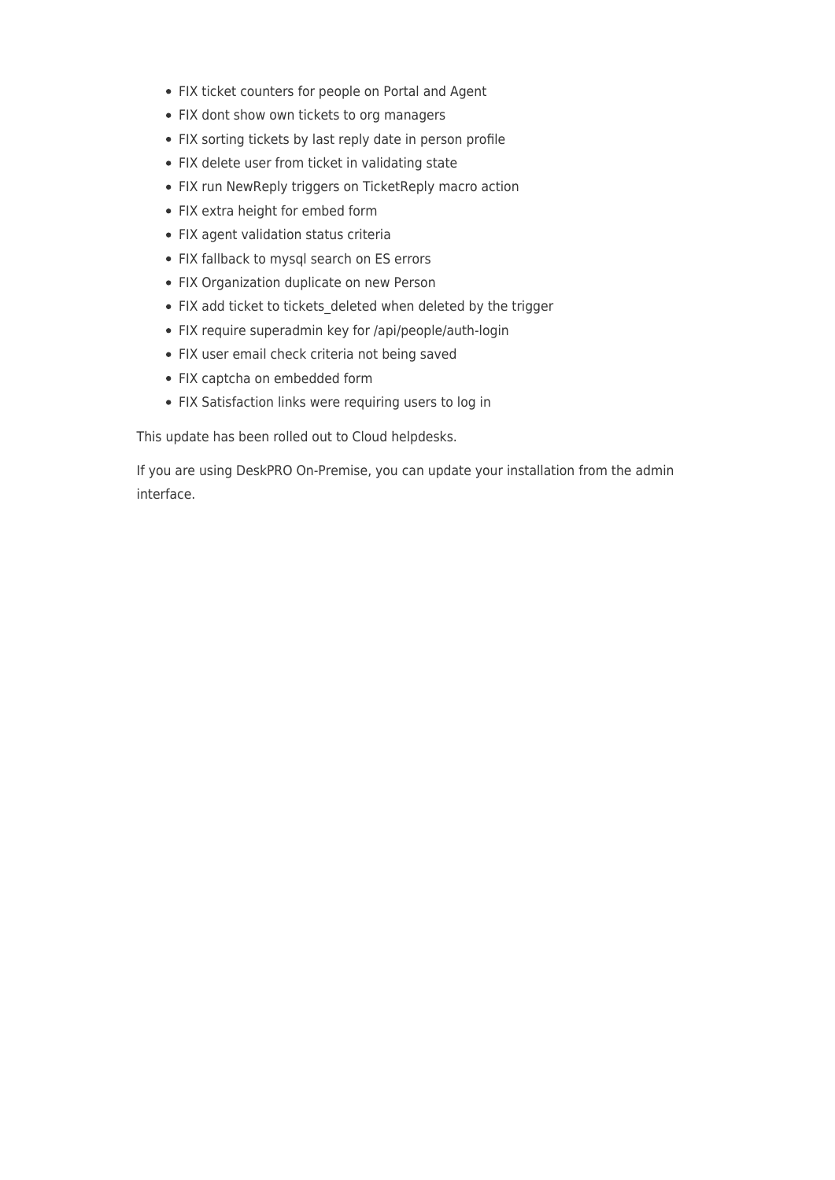- FIX ticket counters for people on Portal and Agent
- FIX dont show own tickets to org managers
- FIX sorting tickets by last reply date in person profile
- FIX delete user from ticket in validating state
- FIX run NewReply triggers on TicketReply macro action
- FIX extra height for embed form
- FIX agent validation status criteria
- FIX fallback to mysql search on ES errors
- FIX Organization duplicate on new Person
- FIX add ticket to tickets_deleted when deleted by the trigger
- FIX require superadmin key for /api/people/auth-login
- FIX user email check criteria not being saved
- FIX captcha on embedded form
- FIX Satisfaction links were requiring users to log in

This update has been rolled out to Cloud helpdesks.

If you are using DeskPRO On-Premise, you can update your installation from the admin interface.